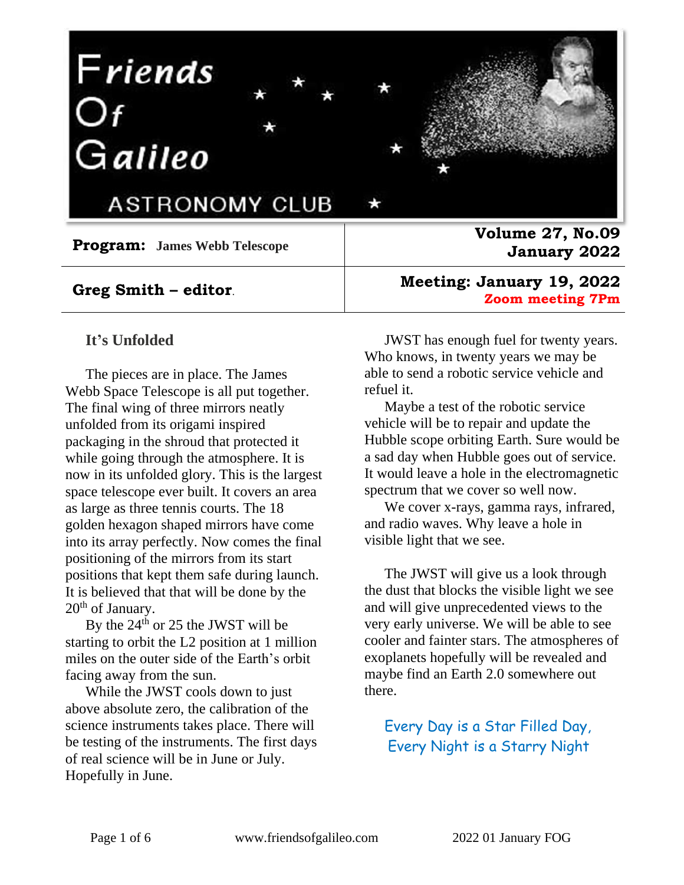# Friends Of Galileo

## ASTRONOMY CLUB

| **Program:** James Webb Telescope | **Volume 27, No.09** **January 2022** |
| --- | --- |
| **Greg Smith – editor**. | **Meeting: January 19, 2022** **Zoom meeting 7Pm** |

### It's Unfolded

The pieces are in place. The James Webb Space Telescope is all put together. The final wing of three mirrors neatly unfolded from its origami inspired packaging in the shroud that protected it while going through the atmosphere. It is now in its unfolded glory. This is the largest space telescope ever built. It covers an area as large as three tennis courts. The 18 golden hexagon shaped mirrors have come into its array perfectly. Now comes the final positioning of the mirrors from its start positions that kept them safe during launch. It is believed that that will be done by the 20th of January.

By the 24th or 25 the JWST will be starting to orbit the L2 position at 1 million miles on the outer side of the Earth's orbit facing away from the sun.

While the JWST cools down to just above absolute zero, the calibration of the science instruments takes place. There will be testing of the instruments. The first days of real science will be in June or July. Hopefully in June.

JWST has enough fuel for twenty years. Who knows, in twenty years we may be able to send a robotic service vehicle and refuel it.

Maybe a test of the robotic service vehicle will be to repair and update the Hubble scope orbiting Earth. Sure would be a sad day when Hubble goes out of service. It would leave a hole in the electromagnetic spectrum that we cover so well now.

We cover x-rays, gamma rays, infrared, and radio waves. Why leave a hole in visible light that we see.

The JWST will give us a look through the dust that blocks the visible light we see and will give unprecedented views to the very early universe. We will be able to see cooler and fainter stars. The atmospheres of exoplanets hopefully will be revealed and maybe find an Earth 2.0 somewhere out there.

Every Day is a Star Filled Day,
Every Night is a Starry Night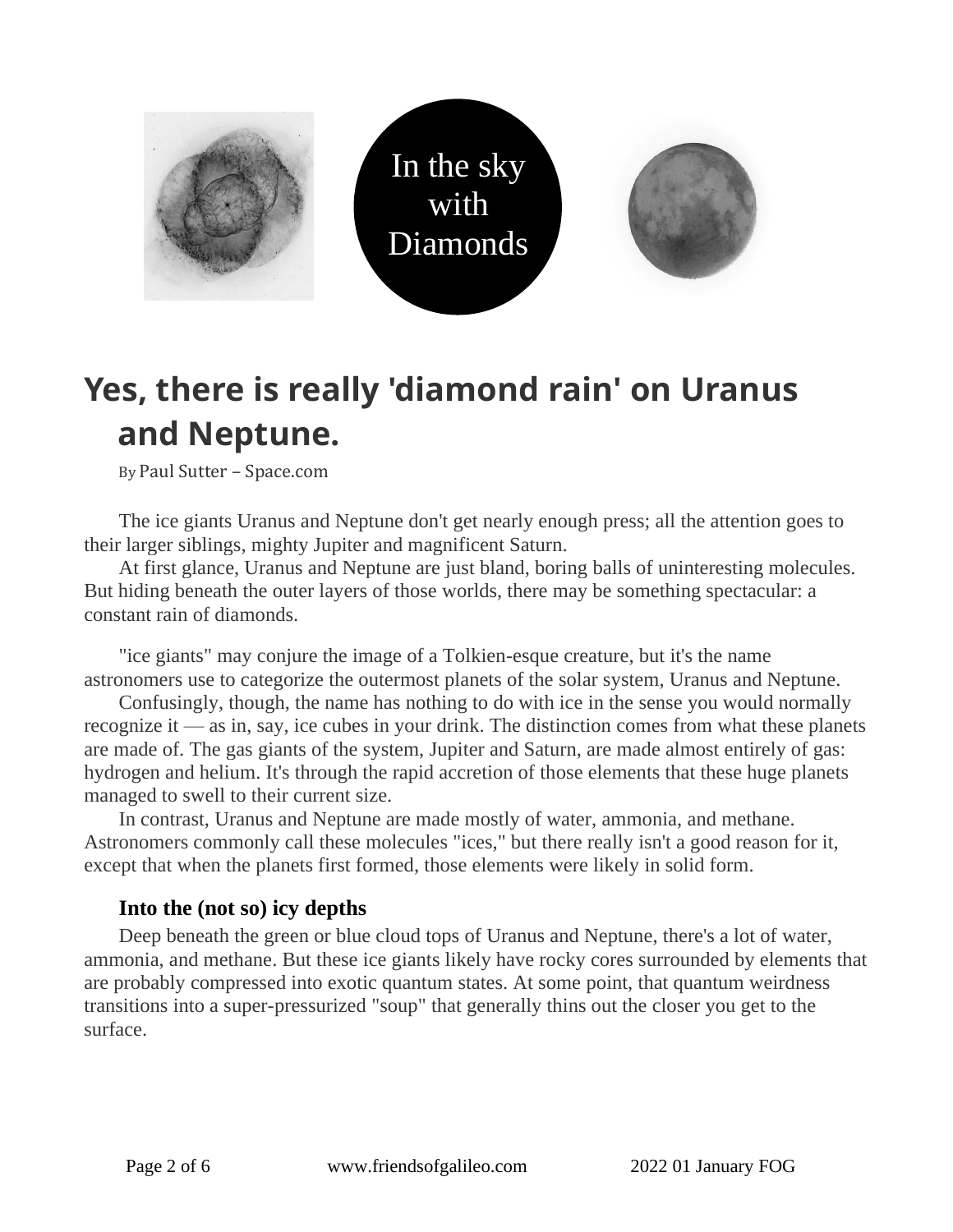In the sky with Diamonds

# Yes, there is really 'diamond rain' on Uranus and Neptune.

By Paul Sutter – Space.com

The ice giants Uranus and Neptune don't get nearly enough press; all the attention goes to their larger siblings, mighty Jupiter and magnificent Saturn.

At first glance, Uranus and Neptune are just bland, boring balls of uninteresting molecules. But hiding beneath the outer layers of those worlds, there may be something spectacular: a constant rain of diamonds.

"ice giants" may conjure the image of a Tolkien-esque creature, but it's the name astronomers use to categorize the outermost planets of the solar system, Uranus and Neptune.

Confusingly, though, the name has nothing to do with ice in the sense you would normally recognize it — as in, say, ice cubes in your drink. The distinction comes from what these planets are made of. The gas giants of the system, Jupiter and Saturn, are made almost entirely of gas: hydrogen and helium. It's through the rapid accretion of those elements that these huge planets managed to swell to their current size.

In contrast, Uranus and Neptune are made mostly of water, ammonia, and methane. Astronomers commonly call these molecules "ices," but there really isn't a good reason for it, except that when the planets first formed, those elements were likely in solid form.

### Into the (not so) icy depths

Deep beneath the green or blue cloud tops of Uranus and Neptune, there's a lot of water, ammonia, and methane. But these ice giants likely have rocky cores surrounded by elements that are probably compressed into exotic quantum states. At some point, that quantum weirdness transitions into a super-pressurized "soup" that generally thins out the closer you get to the surface.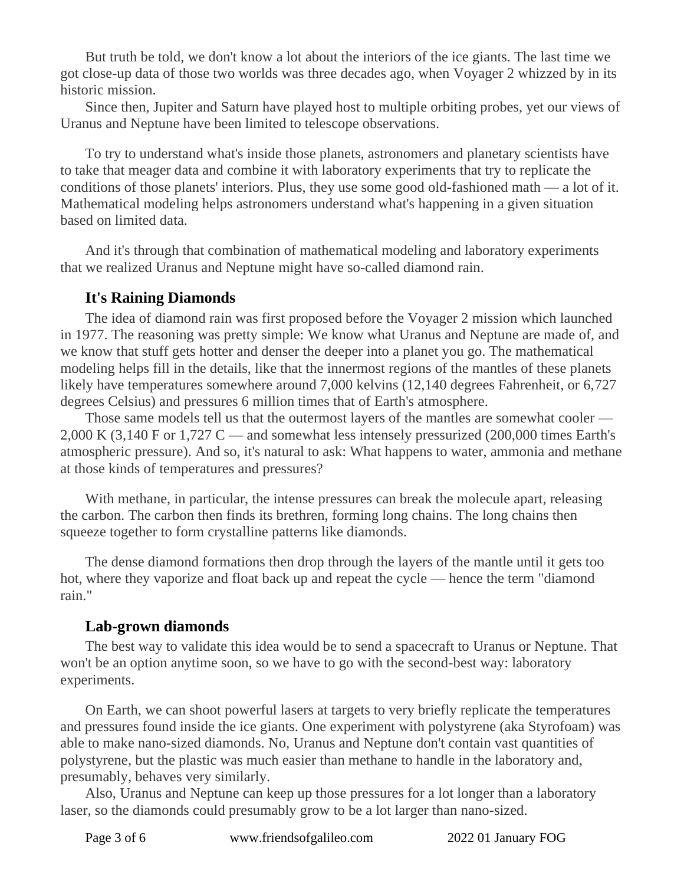But truth be told, we don't know a lot about the interiors of the ice giants. The last time we got close-up data of those two worlds was three decades ago, when Voyager 2 whizzed by in its historic mission.

Since then, Jupiter and Saturn have played host to multiple orbiting probes, yet our views of Uranus and Neptune have been limited to telescope observations.

To try to understand what's inside those planets, astronomers and planetary scientists have to take that meager data and combine it with laboratory experiments that try to replicate the conditions of those planets' interiors. Plus, they use some good old-fashioned math — a lot of it. Mathematical modeling helps astronomers understand what's happening in a given situation based on limited data.

And it's through that combination of mathematical modeling and laboratory experiments that we realized Uranus and Neptune might have so-called diamond rain.

## It's Raining Diamonds

The idea of diamond rain was first proposed before the Voyager 2 mission which launched in 1977. The reasoning was pretty simple: We know what Uranus and Neptune are made of, and we know that stuff gets hotter and denser the deeper into a planet you go. The mathematical modeling helps fill in the details, like that the innermost regions of the mantles of these planets likely have temperatures somewhere around 7,000 kelvins (12,140 degrees Fahrenheit, or 6,727 degrees Celsius) and pressures 6 million times that of Earth's atmosphere.

Those same models tell us that the outermost layers of the mantles are somewhat cooler — 2,000 K (3,140 F or 1,727 C — and somewhat less intensely pressurized (200,000 times Earth's atmospheric pressure). And so, it's natural to ask: What happens to water, ammonia and methane at those kinds of temperatures and pressures?

With methane, in particular, the intense pressures can break the molecule apart, releasing the carbon. The carbon then finds its brethren, forming long chains. The long chains then squeeze together to form crystalline patterns like diamonds.

The dense diamond formations then drop through the layers of the mantle until it gets too hot, where they vaporize and float back up and repeat the cycle — hence the term "diamond rain."

## Lab-grown diamonds

The best way to validate this idea would be to send a spacecraft to Uranus or Neptune. That won't be an option anytime soon, so we have to go with the second-best way: laboratory experiments.

On Earth, we can shoot powerful lasers at targets to very briefly replicate the temperatures and pressures found inside the ice giants. One experiment with polystyrene (aka Styrofoam) was able to make nano-sized diamonds. No, Uranus and Neptune don't contain vast quantities of polystyrene, but the plastic was much easier than methane to handle in the laboratory and, presumably, behaves very similarly.

Also, Uranus and Neptune can keep up those pressures for a lot longer than a laboratory laser, so the diamonds could presumably grow to be a lot larger than nano-sized.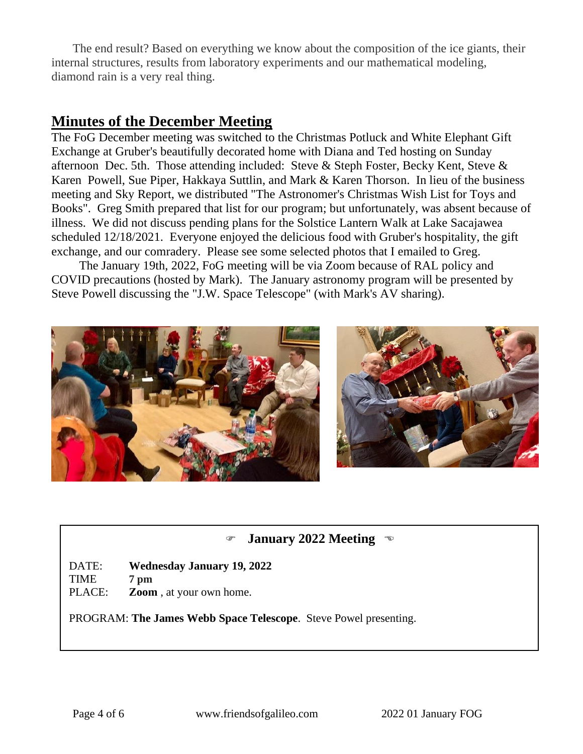The end result? Based on everything we know about the composition of the ice giants, their internal structures, results from laboratory experiments and our mathematical modeling, diamond rain is a very real thing.

## Minutes of the December Meeting

The FoG December meeting was switched to the Christmas Potluck and White Elephant Gift Exchange at Gruber's beautifully decorated home with Diana and Ted hosting on Sunday afternoon Dec. 5th. Those attending included: Steve & Steph Foster, Becky Kent, Steve & Karen Powell, Sue Piper, Hakkaya Suttlin, and Mark & Karen Thorson. In lieu of the business meeting and Sky Report, we distributed "The Astronomer's Christmas Wish List for Toys and Books". Greg Smith prepared that list for our program; but unfortunately, was absent because of illness. We did not discuss pending plans for the Solstice Lantern Walk at Lake Sacajawea scheduled 12/18/2021. Everyone enjoyed the delicious food with Gruber's hospitality, the gift exchange, and our comradery. Please see some selected photos that I emailed to Greg.

The January 19th, 2022, FoG meeting will be via Zoom because of RAL policy and COVID precautions (hosted by Mark). The January astronomy program will be presented by Steve Powell discussing the "J.W. Space Telescope" (with Mark's AV sharing).

### ☞ January 2022 Meeting ☜

DATE: **Wednesday January 19, 2022**
TIME **7 pm**
PLACE: **Zoom** , at your own home.

PROGRAM: **The James Webb Space Telescope**. Steve Powel presenting.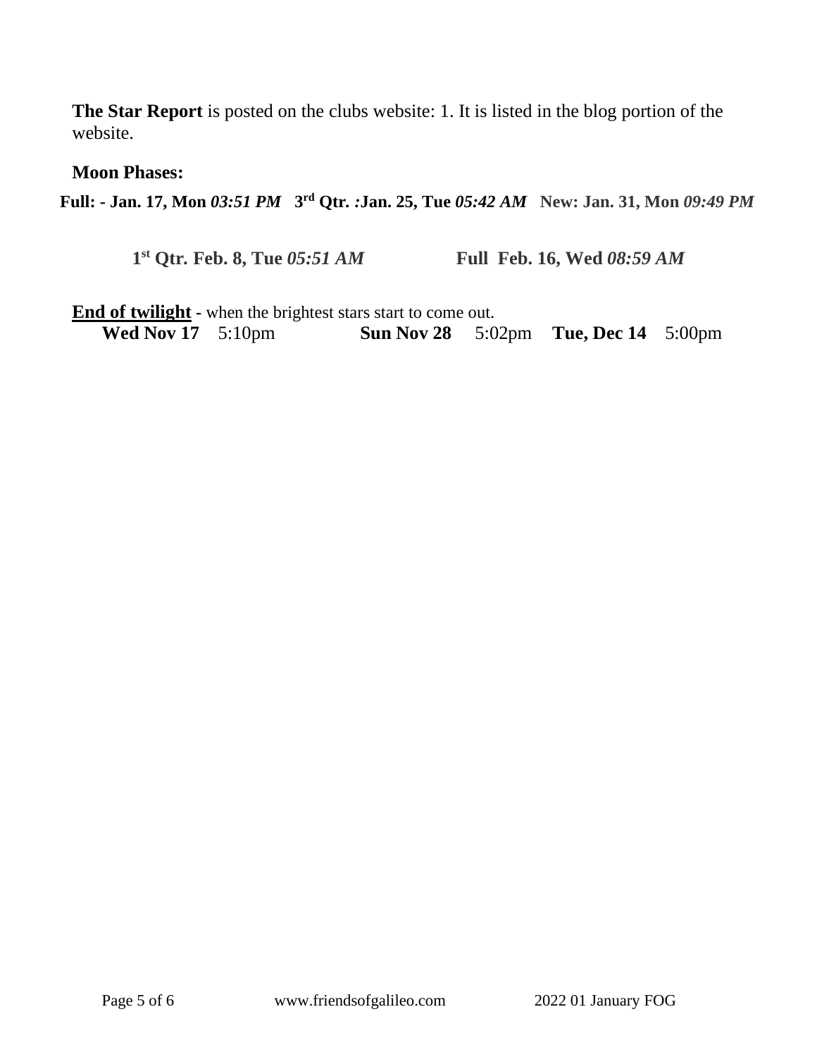**The Star Report** is posted on the clubs website: 1. It is listed in the blog portion of the website.

**Moon Phases:**

**Full: - Jan. 17, Mon *03:51 PM*** **3rd Qtr. :Jan. 25, Tue *05:42 AM*** **New: Jan. 31, Mon *09:49 PM***

**1st Qtr. Feb. 8, Tue *05:51 AM*** **Full Feb. 16, Wed *08:59 AM***

**End of twilight** - when the brightest stars start to come out.

**Wed Nov 17** 5:10pm **Sun Nov 28** 5:02pm **Tue, Dec 14** 5:00pm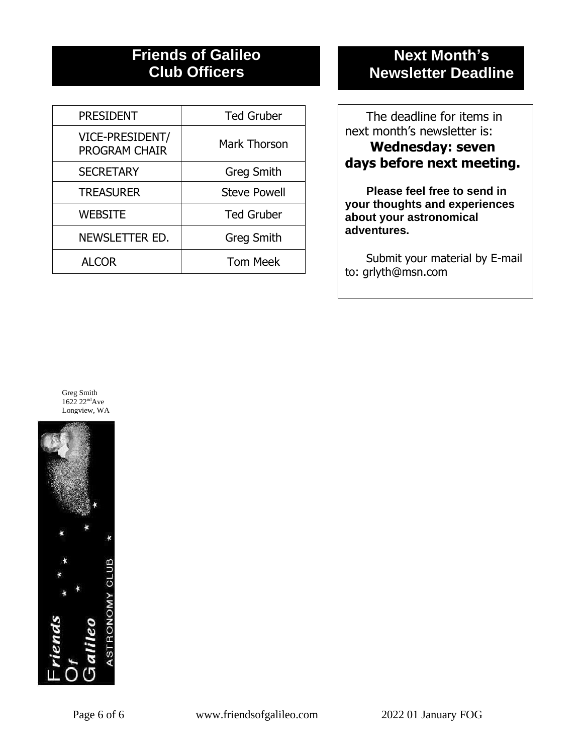## Friends of Galileo Club Officers

| | |
|---|---|
| PRESIDENT | Ted Gruber |
| VICE-PRESIDENT/ PROGRAM CHAIR | Mark Thorson |
| SECRETARY | Greg Smith |
| TREASURER | Steve Powell |
| WEBSITE | Ted Gruber |
| NEWSLETTER ED. | Greg Smith |
| ALCOR | Tom Meek |

## Next Month's Newsletter Deadline

The deadline for items in next month's newsletter is:

**Wednesday: seven days before next meeting.**

**Please feel free to send in your thoughts and experiences about your astronomical adventures.**

Submit your material by E-mail to: grlyth@msn.com

Greg Smith
1622 22nd Ave
Longview, WA

Friends Of Galileo ASTRONOMY CLUB